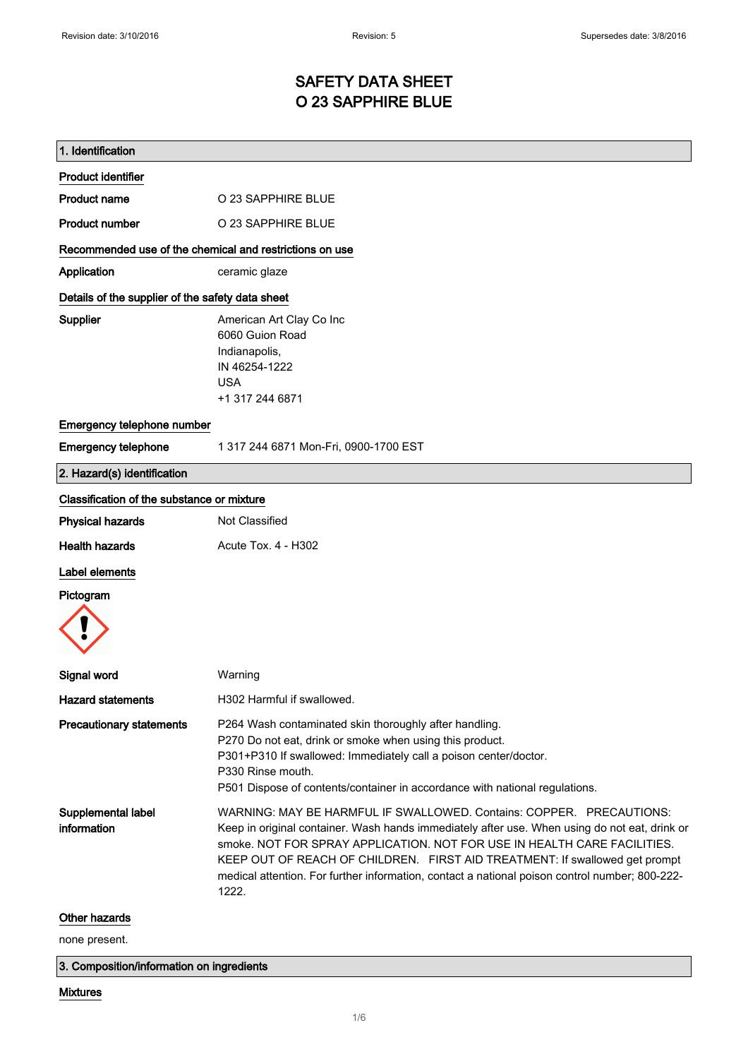Revision date: 3/10/2016 | Revision: 5 | Supersedes date: 3/8/2016

# SAFETY DATA SHEET
# O 23 SAPPHIRE BLUE

## 1. Identification

**Product identifier**

**Product name** O 23 SAPPHIRE BLUE

**Product number** O 23 SAPPHIRE BLUE

**Recommended use of the chemical and restrictions on use**

**Application** ceramic glaze

**Details of the supplier of the safety data sheet**

**Supplier**
American Art Clay Co Inc
6060 Guion Road
Indianapolis,
IN 46254-1222
USA
+1 317 244 6871

**Emergency telephone number**

**Emergency telephone** 1 317 244 6871 Mon-Fri, 0900-1700 EST

## 2. Hazard(s) identification

**Classification of the substance or mixture**

**Physical hazards** Not Classified

**Health hazards** Acute Tox. 4 - H302

**Label elements**

**Pictogram**

**Signal word** Warning

**Hazard statements** H302 Harmful if swallowed.

**Precautionary statements**
P264 Wash contaminated skin thoroughly after handling.
P270 Do not eat, drink or smoke when using this product.
P301+P310 If swallowed: Immediately call a poison center/doctor.
P330 Rinse mouth.
P501 Dispose of contents/container in accordance with national regulations.

**Supplemental label information** WARNING: MAY BE HARMFUL IF SWALLOWED. Contains: COPPER. PRECAUTIONS: Keep in original container. Wash hands immediately after use. When using do not eat, drink or smoke. NOT FOR SPRAY APPLICATION. NOT FOR USE IN HEALTH CARE FACILITIES. KEEP OUT OF REACH OF CHILDREN. FIRST AID TREATMENT: If swallowed get prompt medical attention. For further information, contact a national poison control number; 800-222-1222.

**Other hazards**

none present.

## 3. Composition/information on ingredients

**Mixtures**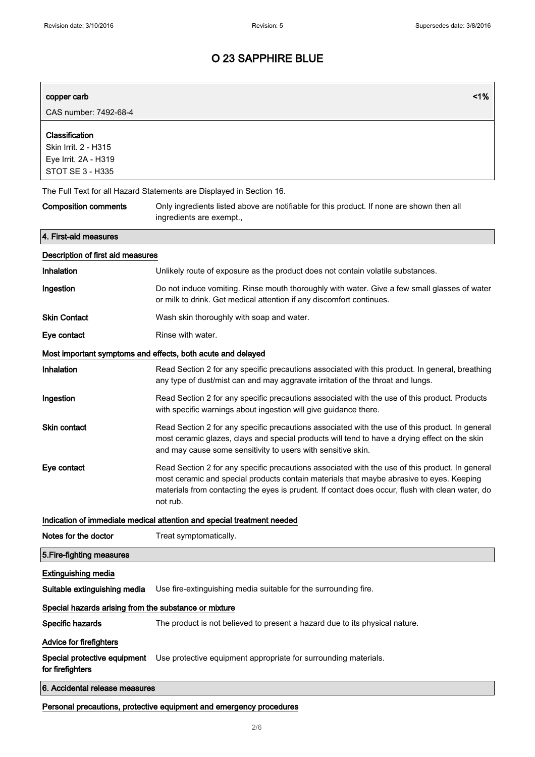# O 23 SAPPHIRE BLUE

| copper carb | <1% |
|---|---|
| CAS number: 7492-68-4 | |

**Classification**
Skin Irrit. 2 - H315
Eye Irrit. 2A - H319
STOT SE 3 - H335

The Full Text for all Hazard Statements are Displayed in Section 16.

**Composition comments** Only ingredients listed above are notifiable for this product. If none are shown then all ingredients are exempt.,

## 4. First-aid measures

### Description of first aid measures

**Inhalation** Unlikely route of exposure as the product does not contain volatile substances.

**Ingestion** Do not induce vomiting. Rinse mouth thoroughly with water. Give a few small glasses of water or milk to drink. Get medical attention if any discomfort continues.

**Skin Contact** Wash skin thoroughly with soap and water.

**Eye contact** Rinse with water.

### Most important symptoms and effects, both acute and delayed

**Inhalation** Read Section 2 for any specific precautions associated with this product. In general, breathing any type of dust/mist can and may aggravate irritation of the throat and lungs.

**Ingestion** Read Section 2 for any specific precautions associated with the use of this product. Products with specific warnings about ingestion will give guidance there.

**Skin contact** Read Section 2 for any specific precautions associated with the use of this product. In general most ceramic glazes, clays and special products will tend to have a drying effect on the skin and may cause some sensitivity to users with sensitive skin.

**Eye contact** Read Section 2 for any specific precautions associated with the use of this product. In general most ceramic and special products contain materials that maybe abrasive to eyes. Keeping materials from contacting the eyes is prudent. If contact does occur, flush with clean water, do not rub.

### Indication of immediate medical attention and special treatment needed

**Notes for the doctor** Treat symptomatically.

## 5.Fire-fighting measures

### Extinguishing media

**Suitable extinguishing media** Use fire-extinguishing media suitable for the surrounding fire.

### Special hazards arising from the substance or mixture

**Specific hazards** The product is not believed to present a hazard due to its physical nature.

### Advice for firefighters

**Special protective equipment for firefighters** Use protective equipment appropriate for surrounding materials.

## 6. Accidental release measures

### Personal precautions, protective equipment and emergency procedures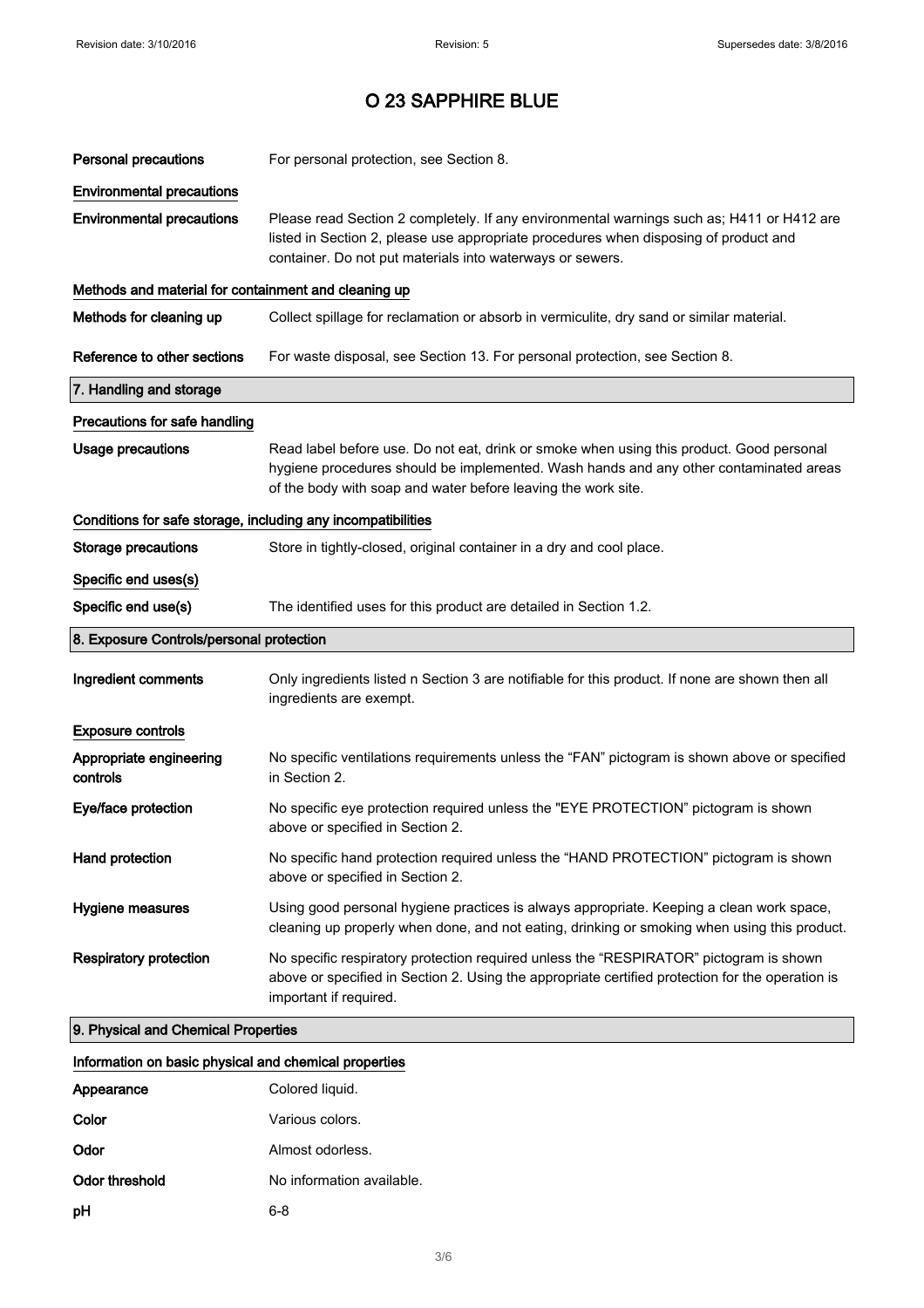# O 23 SAPPHIRE BLUE

| | |
|---|---|
| **Personal precautions** | For personal protection, see Section 8. |

**Environmental precautions**

| | |
|---|---|
| **Environmental precautions** | Please read Section 2 completely. If any environmental warnings such as; H411 or H412 are listed in Section 2, please use appropriate procedures when disposing of product and container. Do not put materials into waterways or sewers. |

**Methods and material for containment and cleaning up**

| | |
|---|---|
| **Methods for cleaning up** | Collect spillage for reclamation or absorb in vermiculite, dry sand or similar material. |
| **Reference to other sections** | For waste disposal, see Section 13. For personal protection, see Section 8. |

## 7. Handling and storage

**Precautions for safe handling**

| | |
|---|---|
| **Usage precautions** | Read label before use. Do not eat, drink or smoke when using this product. Good personal hygiene procedures should be implemented. Wash hands and any other contaminated areas of the body with soap and water before leaving the work site. |

**Conditions for safe storage, including any incompatibilities**

| | |
|---|---|
| **Storage precautions** | Store in tightly-closed, original container in a dry and cool place. |

**Specific end uses(s)**

| | |
|---|---|
| **Specific end use(s)** | The identified uses for this product are detailed in Section 1.2. |

## 8. Exposure Controls/personal protection

| | |
|---|---|
| **Ingredient comments** | Only ingredients listed n Section 3 are notifiable for this product. If none are shown then all ingredients are exempt. |

**Exposure controls**

| | |
|---|---|
| **Appropriate engineering controls** | No specific ventilations requirements unless the “FAN” pictogram is shown above or specified in Section 2. |
| **Eye/face protection** | No specific eye protection required unless the "EYE PROTECTION" pictogram is shown above or specified in Section 2. |
| **Hand protection** | No specific hand protection required unless the “HAND PROTECTION” pictogram is shown above or specified in Section 2. |
| **Hygiene measures** | Using good personal hygiene practices is always appropriate. Keeping a clean work space, cleaning up properly when done, and not eating, drinking or smoking when using this product. |
| **Respiratory protection** | No specific respiratory protection required unless the “RESPIRATOR” pictogram is shown above or specified in Section 2. Using the appropriate certified protection for the operation is important if required. |

## 9. Physical and Chemical Properties

**Information on basic physical and chemical properties**

| | |
|---|---|
| **Appearance** | Colored liquid. |
| **Color** | Various colors. |
| **Odor** | Almost odorless. |
| **Odor threshold** | No information available. |
| **pH** | 6-8 |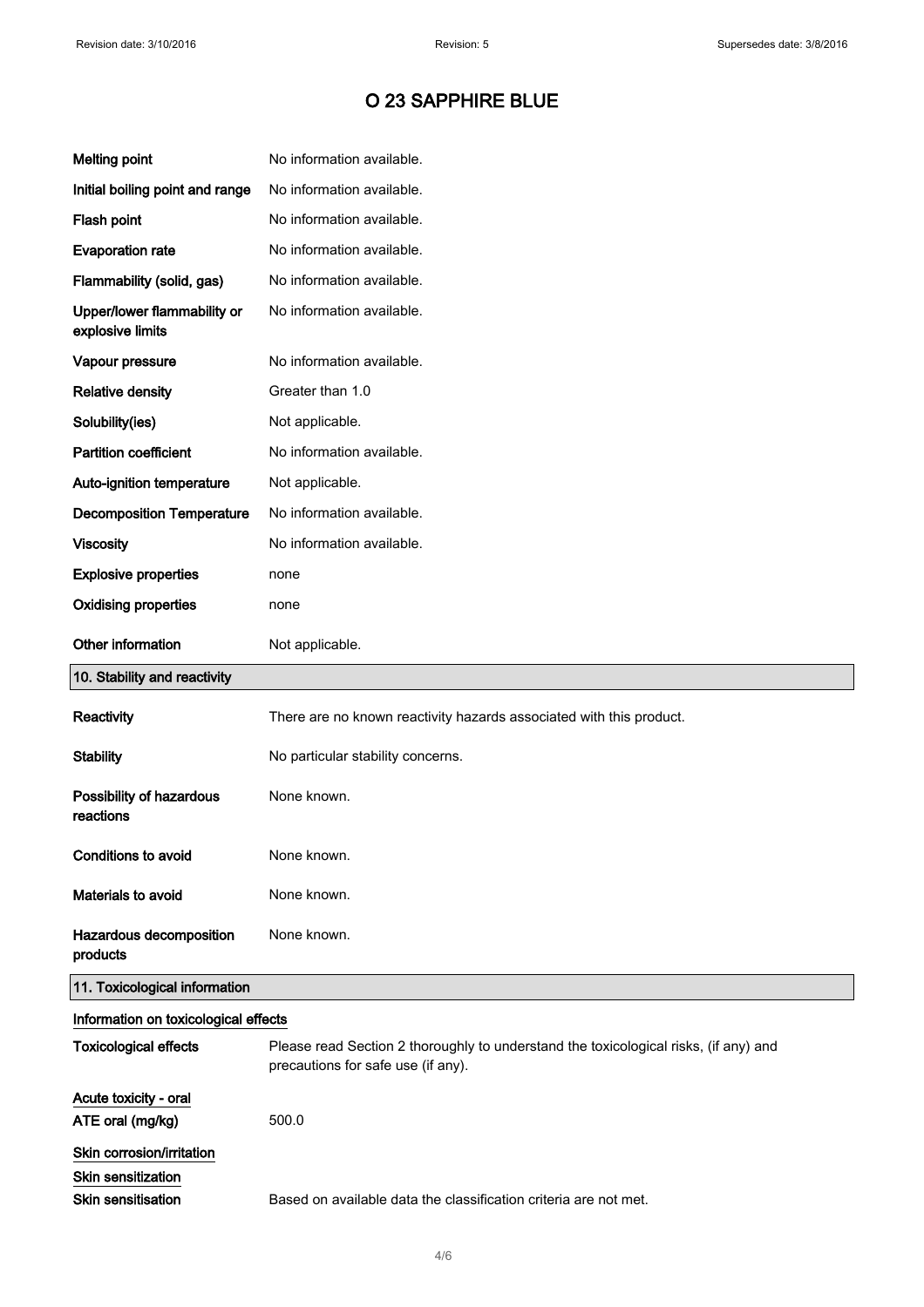# O 23 SAPPHIRE BLUE

| | |
|---|---|
| **Melting point** | No information available. |
| **Initial boiling point and range** | No information available. |
| **Flash point** | No information available. |
| **Evaporation rate** | No information available. |
| **Flammability (solid, gas)** | No information available. |
| **Upper/lower flammability or explosive limits** | No information available. |
| **Vapour pressure** | No information available. |
| **Relative density** | Greater than 1.0 |
| **Solubility(ies)** | Not applicable. |
| **Partition coefficient** | No information available. |
| **Auto-ignition temperature** | Not applicable. |
| **Decomposition Temperature** | No information available. |
| **Viscosity** | No information available. |
| **Explosive properties** | none |
| **Oxidising properties** | none |
| **Other information** | Not applicable. |

## 10. Stability and reactivity

| | |
|---|---|
| **Reactivity** | There are no known reactivity hazards associated with this product. |
| **Stability** | No particular stability concerns. |
| **Possibility of hazardous reactions** | None known. |
| **Conditions to avoid** | None known. |
| **Materials to avoid** | None known. |
| **Hazardous decomposition products** | None known. |

## 11. Toxicological information

### Information on toxicological effects

**Toxicological effects** Please read Section 2 thoroughly to understand the toxicological risks, (if any) and precautions for safe use (if any).

**Acute toxicity - oral**

**ATE oral (mg/kg)** 500.0

**Skin corrosion/irritation**

**Skin sensitization**

**Skin sensitisation** Based on available data the classification criteria are not met.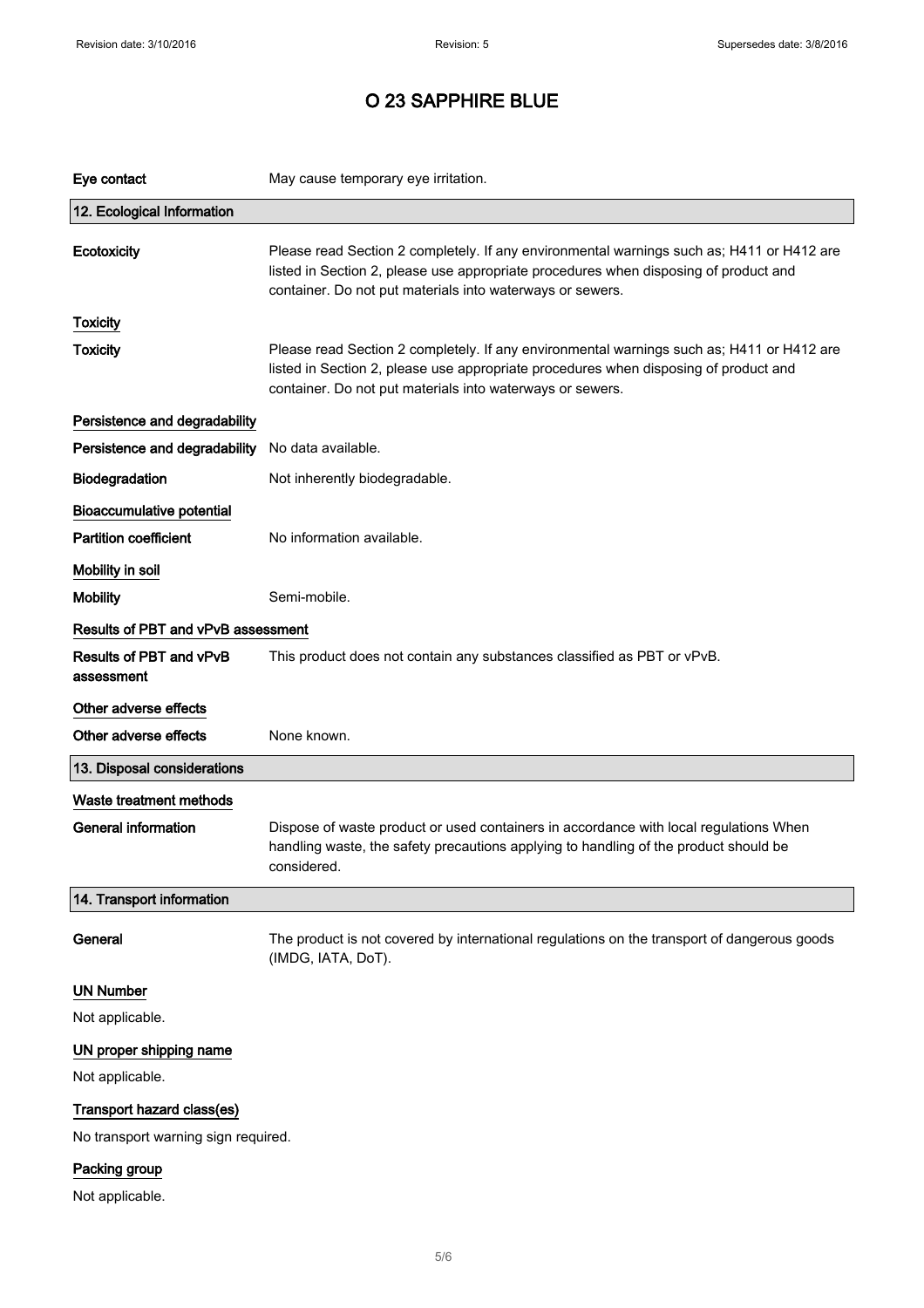# O 23 SAPPHIRE BLUE

| | |
|---|---|
| **Eye contact** | May cause temporary eye irritation. |

## 12. Ecological Information

| | |
|---|---|
| **Ecotoxicity** | Please read Section 2 completely. If any environmental warnings such as; H411 or H412 are listed in Section 2, please use appropriate procedures when disposing of product and container. Do not put materials into waterways or sewers. |

### Toxicity

| | |
|---|---|
| **Toxicity** | Please read Section 2 completely. If any environmental warnings such as; H411 or H412 are listed in Section 2, please use appropriate procedures when disposing of product and container. Do not put materials into waterways or sewers. |

### Persistence and degradability

| | |
|---|---|
| **Persistence and degradability** | No data available. |
| **Biodegradation** | Not inherently biodegradable. |

### Bioaccumulative potential

| | |
|---|---|
| **Partition coefficient** | No information available. |

### Mobility in soil

| | |
|---|---|
| **Mobility** | Semi-mobile. |

### Results of PBT and vPvB assessment

| | |
|---|---|
| **Results of PBT and vPvB assessment** | This product does not contain any substances classified as PBT or vPvB. |

### Other adverse effects

| | |
|---|---|
| **Other adverse effects** | None known. |

## 13. Disposal considerations

### Waste treatment methods

| | |
|---|---|
| **General information** | Dispose of waste product or used containers in accordance with local regulations When handling waste, the safety precautions applying to handling of the product should be considered. |

## 14. Transport information

| | |
|---|---|
| **General** | The product is not covered by international regulations on the transport of dangerous goods (IMDG, IATA, DoT). |

### UN Number

Not applicable.

### UN proper shipping name

Not applicable.

### Transport hazard class(es)

No transport warning sign required.

### Packing group

Not applicable.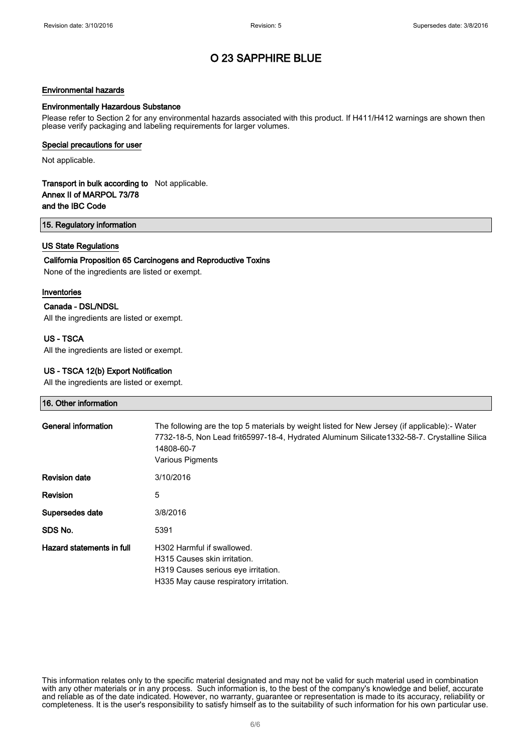# O 23 SAPPHIRE BLUE

### Environmental hazards

**Environmentally Hazardous Substance**

Please refer to Section 2 for any environmental hazards associated with this product. If H411/H412 warnings are shown then please verify packaging and labeling requirements for larger volumes.

### Special precautions for user

Not applicable.

**Transport in bulk according to Annex II of MARPOL 73/78 and the IBC Code** Not applicable.

## 15. Regulatory information

### US State Regulations

**California Proposition 65 Carcinogens and Reproductive Toxins**

None of the ingredients are listed or exempt.

### Inventories

**Canada - DSL/NDSL**

All the ingredients are listed or exempt.

**US - TSCA**

All the ingredients are listed or exempt.

**US - TSCA 12(b) Export Notification**

All the ingredients are listed or exempt.

## 16. Other information

| | |
|---|---|
| **General information** | The following are the top 5 materials by weight listed for New Jersey (if applicable):- Water 7732-18-5, Non Lead frit65997-18-4, Hydrated Aluminum Silicate1332-58-7. Crystalline Silica 14808-60-7<br>Various Pigments |
| **Revision date** | 3/10/2016 |
| **Revision** | 5 |
| **Supersedes date** | 3/8/2016 |
| **SDS No.** | 5391 |
| **Hazard statements in full** | H302 Harmful if swallowed.<br>H315 Causes skin irritation.<br>H319 Causes serious eye irritation.<br>H335 May cause respiratory irritation. |

This information relates only to the specific material designated and may not be valid for such material used in combination with any other materials or in any process. Such information is, to the best of the company's knowledge and belief, accurate and reliable as of the date indicated. However, no warranty, guarantee or representation is made to its accuracy, reliability or completeness. It is the user's responsibility to satisfy himself as to the suitability of such information for his own particular use.